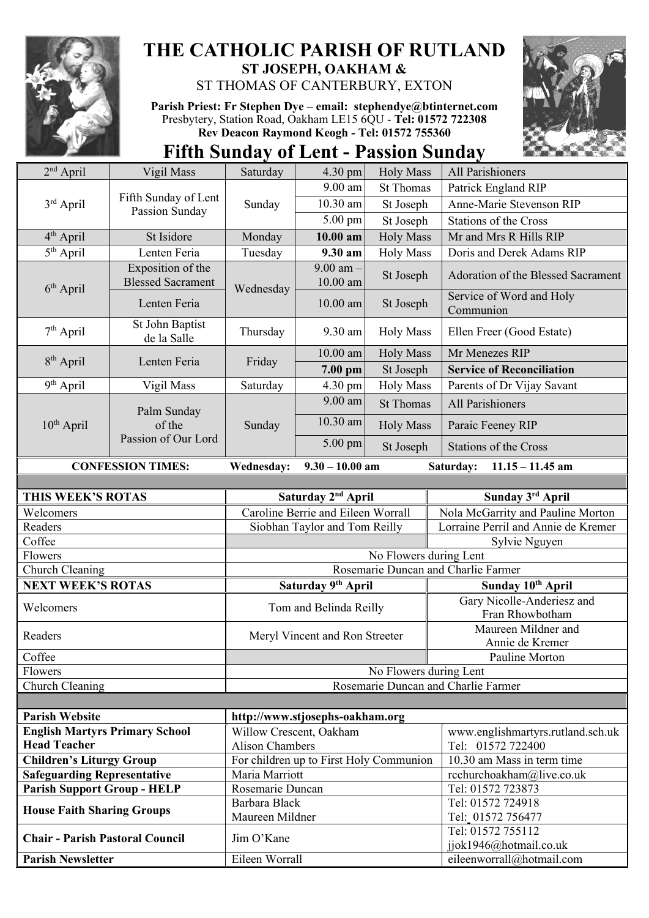# THE CATHOLIC PARISH OF RUTLAND

## ST JOSEPH, OAKHAM &

ST THOMAS OF CANTERBURY, EXTON

**Parish Priest: Fr Stephen Dye** – **email: stephendye@btinternet.com**
Presbytery, Station Road, Oakham LE15 6QU - **Tel: 01572 722308**
**Rev Deacon Raymond Keogh - Tel: 01572 755360**

# Fifth Sunday of Lent - Passion Sunday

| | | | | | |
|---|---|---|---|---|---|
| 2nd April | Vigil Mass | Saturday | 4.30 pm | Holy Mass | All Parishioners |
| 3rd April | Fifth Sunday of Lent Passion Sunday | Sunday | 9.00 am | St Thomas | Patrick England RIP |
| | | | 10.30 am | St Joseph | Anne-Marie Stevenson RIP |
| | | | 5.00 pm | St Joseph | Stations of the Cross |
| 4th April | St Isidore | Monday | **10.00 am** | Holy Mass | Mr and Mrs R Hills RIP |
| 5th April | Lenten Feria | Tuesday | **9.30 am** | Holy Mass | Doris and Derek Adams RIP |
| 6th April | Exposition of the Blessed Sacrament | Wednesday | 9.00 am – 10.00 am | St Joseph | Adoration of the Blessed Sacrament |
| | Lenten Feria | | 10.00 am | St Joseph | Service of Word and Holy Communion |
| 7th April | St John Baptist de la Salle | Thursday | 9.30 am | Holy Mass | Ellen Freer (Good Estate) |
| 8th April | Lenten Feria | Friday | 10.00 am | Holy Mass | Mr Menezes RIP |
| | | | **7.00 pm** | St Joseph | **Service of Reconciliation** |
| 9th April | Vigil Mass | Saturday | 4.30 pm | Holy Mass | Parents of Dr Vijay Savant |
| 10th April | Palm Sunday of the Passion of Our Lord | Sunday | 9.00 am | St Thomas | All Parishioners |
| | | | 10.30 am | Holy Mass | Paraic Feeney RIP |
| | | | 5.00 pm | St Joseph | Stations of the Cross |

**CONFESSION TIMES:** **Wednesday: 9.30 – 10.00 am** **Saturday: 11.15 – 11.45 am**

| **THIS WEEK'S ROTAS** | **Saturday 2nd April** | **Sunday 3rd April** |
|---|---|---|
| Welcomers | Caroline Berrie and Eileen Worrall | Nola McGarrity and Pauline Morton |
| Readers | Siobhan Taylor and Tom Reilly | Lorraine Perril and Annie de Kremer |
| Coffee | | Sylvie Nguyen |
| Flowers | No Flowers during Lent | |
| Church Cleaning | Rosemarie Duncan and Charlie Farmer | |
| **NEXT WEEK'S ROTAS** | **Saturday 9th April** | **Sunday 10th April** |
| Welcomers | Tom and Belinda Reilly | Gary Nicolle-Anderiesz and Fran Rhowbotham |
| Readers | Meryl Vincent and Ron Streeter | Maureen Mildner and Annie de Kremer |
| Coffee | | Pauline Morton |
| Flowers | No Flowers during Lent | |
| Church Cleaning | Rosemarie Duncan and Charlie Farmer | |

| | | |
|---|---|---|
| **Parish Website** | **http://www.stjosephs-oakham.org** | |
| **English Martyrs Primary School Head Teacher** | Willow Crescent, Oakham Alison Chambers | www.englishmartyrs.rutland.sch.uk Tel: 01572 722400 |
| **Children's Liturgy Group** | For children up to First Holy Communion | 10.30 am Mass in term time |
| **Safeguarding Representative** | Maria Marriott | rcchurchoakham@live.co.uk |
| **Parish Support Group - HELP** | Rosemarie Duncan | Tel: 01572 723873 |
| **House Faith Sharing Groups** | Barbara Black<br>Maureen Mildner | Tel: 01572 724918<br>Tel: 01572 756477 |
| **Chair - Parish Pastoral Council** | Jim O'Kane | Tel: 01572 755112<br>jjok1946@hotmail.co.uk |
| **Parish Newsletter** | Eileen Worrall | eileenworrall@hotmail.com |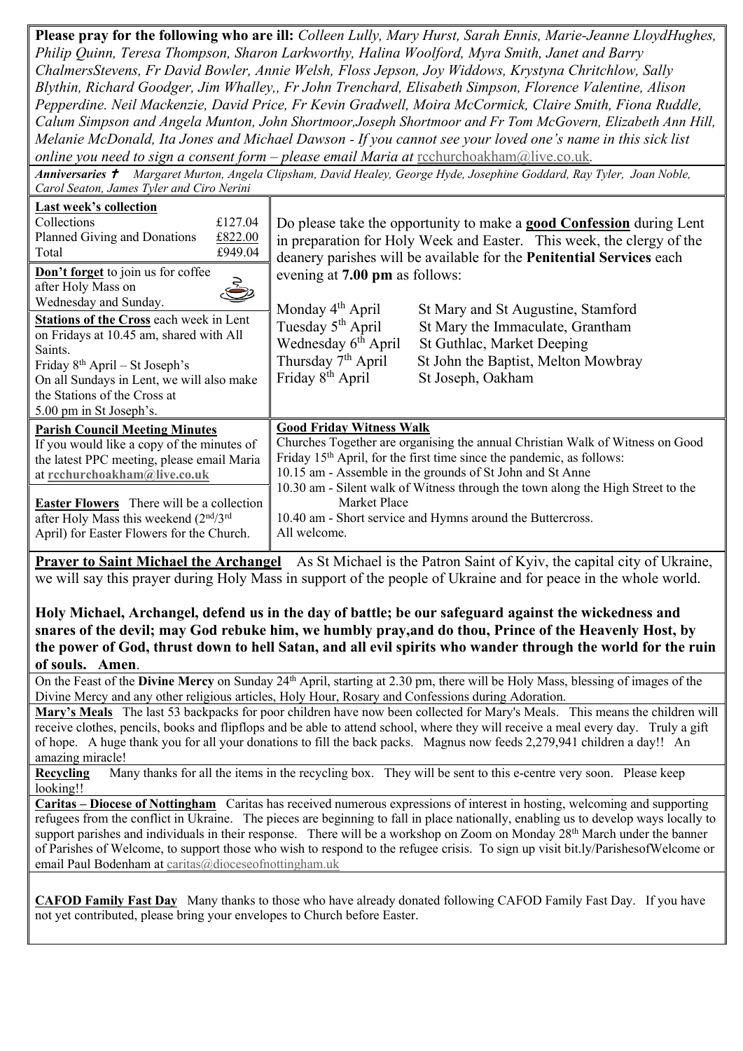**Please pray for the following who are ill:** *Colleen Lully, Mary Hurst, Sarah Ennis, Marie-Jeanne LloydHughes, Philip Quinn, Teresa Thompson, Sharon Larkworthy, Halina Woolford, Myra Smith, Janet and Barry ChalmersStevens, Fr David Bowler, Annie Welsh, Floss Jepson, Joy Widdows, Krystyna Chritchlow, Sally Blythin, Richard Goodger, Jim Whalley,, Fr John Trenchard, Elisabeth Simpson, Florence Valentine, Alison Pepperdine. Neil Mackenzie, David Price, Fr Kevin Gradwell, Moira McCormick, Claire Smith, Fiona Ruddle, Calum Simpson and Angela Munton, John Shortmoor,Joseph Shortmoor and Fr Tom McGovern, Elizabeth Ann Hill, Melanie McDonald, Ita Jones and Michael Dawson - If you cannot see your loved one's name in this sick list online you need to sign a consent form – please email Maria at* rcchurchoakham@live.co.uk*.*

***Anniversaries*** ✝ *Margaret Murton, Angela Clipsham, David Healey, George Hyde, Josephine Goddard, Ray Tyler, Joan Noble, Carol Seaton, James Tyler and Ciro Nerini*

**Last week's collection**

| | |
|---|---|
| Collections | £127.04 |
| Planned Giving and Donations | £822.00 |
| Total | £949.04 |

**Don't forget** to join us for coffee after Holy Mass on Wednesday and Sunday.

**Stations of the Cross** each week in Lent on Fridays at 10.45 am, shared with All Saints.
Friday 8th April – St Joseph's
On all Sundays in Lent, we will also make the Stations of the Cross at 5.00 pm in St Joseph's.

Do please take the opportunity to make a **good Confession** during Lent in preparation for Holy Week and Easter. This week, the clergy of the deanery parishes will be available for the **Penitential Services** each evening at **7.00 pm** as follows:

| | |
|---|---|
| Monday 4th April | St Mary and St Augustine, Stamford |
| Tuesday 5th April | St Mary the Immaculate, Grantham |
| Wednesday 6th April | St Guthlac, Market Deeping |
| Thursday 7th April | St John the Baptist, Melton Mowbray |
| Friday 8th April | St Joseph, Oakham |

**Parish Council Meeting Minutes**
If you would like a copy of the minutes of the latest PPC meeting, please email Maria at **rcchurchoakham@live.co.uk**

**Easter Flowers** There will be a collection after Holy Mass this weekend (2nd/3rd April) for Easter Flowers for the Church.

**Good Friday Witness Walk**
Churches Together are organising the annual Christian Walk of Witness on Good Friday 15th April, for the first time since the pandemic, as follows:
10.15 am - Assemble in the grounds of St John and St Anne
10.30 am - Silent walk of Witness through the town along the High Street to the Market Place
10.40 am - Short service and Hymns around the Buttercross.
All welcome.

**Prayer to Saint Michael the Archangel** As St Michael is the Patron Saint of Kyiv, the capital city of Ukraine, we will say this prayer during Holy Mass in support of the people of Ukraine and for peace in the whole world.

**Holy Michael, Archangel, defend us in the day of battle; be our safeguard against the wickedness and snares of the devil; may God rebuke him, we humbly pray,and do thou, Prince of the Heavenly Host, by the power of God, thrust down to hell Satan, and all evil spirits who wander through the world for the ruin of souls. Amen**.

On the Feast of the **Divine Mercy** on Sunday 24th April, starting at 2.30 pm, there will be Holy Mass, blessing of images of the Divine Mercy and any other religious articles, Holy Hour, Rosary and Confessions during Adoration.

**Mary's Meals** The last 53 backpacks for poor children have now been collected for Mary's Meals. This means the children will receive clothes, pencils, books and flipflops and be able to attend school, where they will receive a meal every day. Truly a gift of hope. A huge thank you for all your donations to fill the back packs. Magnus now feeds 2,279,941 children a day!! An amazing miracle!

**Recycling** Many thanks for all the items in the recycling box. They will be sent to this e-centre very soon. Please keep looking!!

**Caritas – Diocese of Nottingham** Caritas has received numerous expressions of interest in hosting, welcoming and supporting refugees from the conflict in Ukraine. The pieces are beginning to fall in place nationally, enabling us to develop ways locally to support parishes and individuals in their response. There will be a workshop on Zoom on Monday 28th March under the banner of Parishes of Welcome, to support those who wish to respond to the refugee crisis. To sign up visit bit.ly/ParishesofWelcome or email Paul Bodenham at caritas@dioceseofnottingham.uk

**CAFOD Family Fast Day** Many thanks to those who have already donated following CAFOD Family Fast Day. If you have not yet contributed, please bring your envelopes to Church before Easter.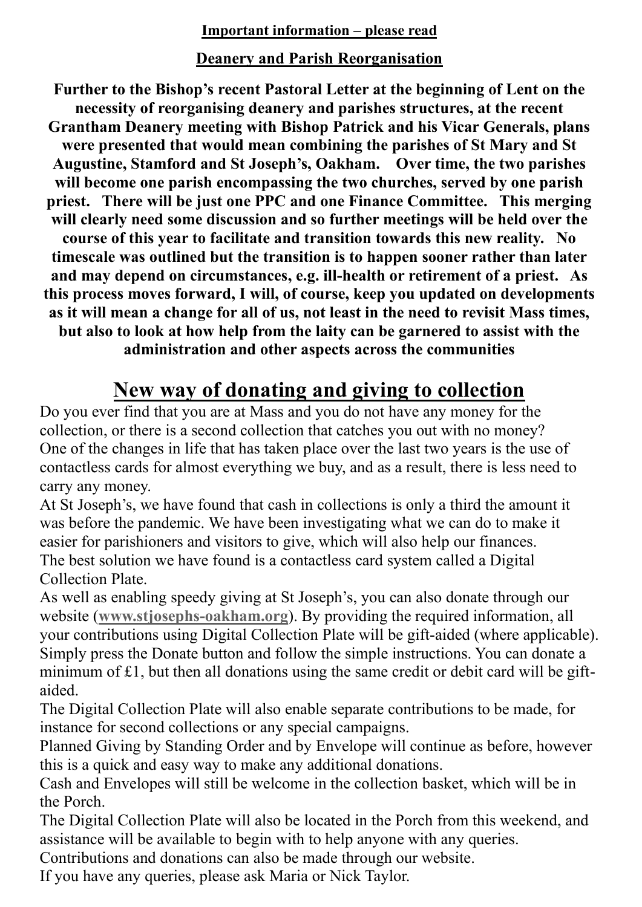**Important information – please read**

**Deanery and Parish Reorganisation**

**Further to the Bishop's recent Pastoral Letter at the beginning of Lent on the necessity of reorganising deanery and parishes structures, at the recent Grantham Deanery meeting with Bishop Patrick and his Vicar Generals, plans were presented that would mean combining the parishes of St Mary and St Augustine, Stamford and St Joseph's, Oakham. Over time, the two parishes will become one parish encompassing the two churches, served by one parish priest. There will be just one PPC and one Finance Committee. This merging will clearly need some discussion and so further meetings will be held over the course of this year to facilitate and transition towards this new reality. No timescale was outlined but the transition is to happen sooner rather than later and may depend on circumstances, e.g. ill-health or retirement of a priest. As this process moves forward, I will, of course, keep you updated on developments as it will mean a change for all of us, not least in the need to revisit Mass times, but also to look at how help from the laity can be garnered to assist with the administration and other aspects across the communities**

## New way of donating and giving to collection

Do you ever find that you are at Mass and you do not have any money for the collection, or there is a second collection that catches you out with no money?
One of the changes in life that has taken place over the last two years is the use of contactless cards for almost everything we buy, and as a result, there is less need to carry any money.
At St Joseph's, we have found that cash in collections is only a third the amount it was before the pandemic. We have been investigating what we can do to make it easier for parishioners and visitors to give, which will also help our finances.
The best solution we have found is a contactless card system called a Digital Collection Plate.
As well as enabling speedy giving at St Joseph's, you can also donate through our website (**www.stjosephs-oakham.org**). By providing the required information, all your contributions using Digital Collection Plate will be gift-aided (where applicable). Simply press the Donate button and follow the simple instructions. You can donate a minimum of £1, but then all donations using the same credit or debit card will be gift-aided.
The Digital Collection Plate will also enable separate contributions to be made, for instance for second collections or any special campaigns.
Planned Giving by Standing Order and by Envelope will continue as before, however this is a quick and easy way to make any additional donations.
Cash and Envelopes will still be welcome in the collection basket, which will be in the Porch.
The Digital Collection Plate will also be located in the Porch from this weekend, and assistance will be available to begin with to help anyone with any queries.
Contributions and donations can also be made through our website.
If you have any queries, please ask Maria or Nick Taylor.